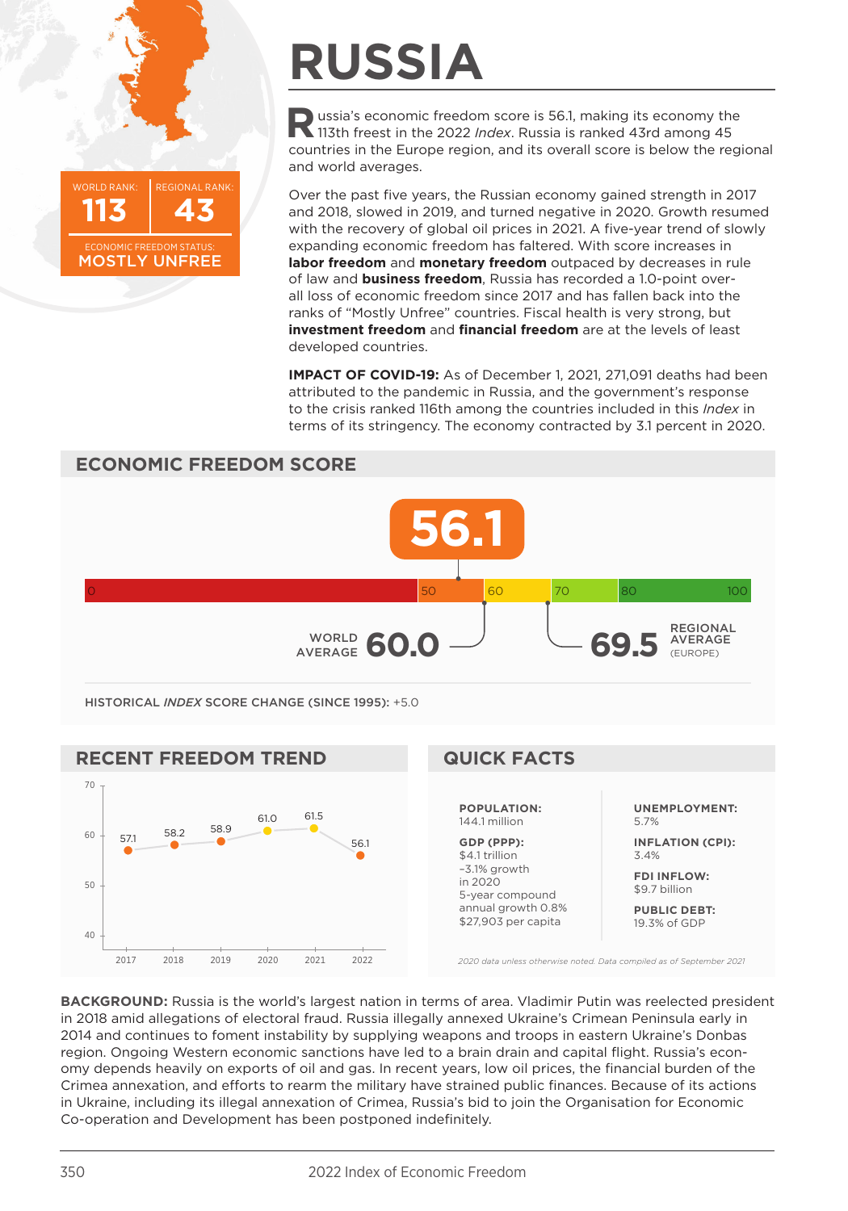# RUSSIA

WORLD RANK: **113** | REGIONAL RANK: **43**

ECONOMIC FREEDOM STATUS: **MOSTLY UNFREE**

Russia's economic freedom score is 56.1, making its economy the 113th freest in the 2022 *Index*. Russia is ranked 43rd among 45 countries in the Europe region, and its overall score is below the regional and world averages.

Over the past five years, the Russian economy gained strength in 2017 and 2018, slowed in 2019, and turned negative in 2020. Growth resumed with the recovery of global oil prices in 2021. A five-year trend of slowly expanding economic freedom has faltered. With score increases in **labor freedom** and **monetary freedom** outpaced by decreases in rule of law and **business freedom**, Russia has recorded a 1.0-point overall loss of economic freedom since 2017 and has fallen back into the ranks of "Mostly Unfree" countries. Fiscal health is very strong, but **investment freedom** and **financial freedom** are at the levels of least developed countries.

**IMPACT OF COVID-19:** As of December 1, 2021, 271,091 deaths had been attributed to the pandemic in Russia, and the government's response to the crisis ranked 116th among the countries included in this *Index* in terms of its stringency. The economy contracted by 3.1 percent in 2020.

## ECONOMIC FREEDOM SCORE

**56.1**

WORLD AVERAGE **60.0**

REGIONAL AVERAGE (EUROPE) **69.5**

HISTORICAL *INDEX* SCORE CHANGE (SINCE 1995): +5.0

## RECENT FREEDOM TREND

| Year | 2017 | 2018 | 2019 | 2020 | 2021 | 2022 |
|---|---|---|---|---|---|---|
| Score | 57.1 | 58.2 | 58.9 | 61.0 | 61.5 | 56.1 |

## QUICK FACTS

**POPULATION:**
144.1 million

**GDP (PPP):**
$4.1 trillion
–3.1% growth in 2020
5-year compound annual growth 0.8%
$27,903 per capita

**UNEMPLOYMENT:**
5.7%

**INFLATION (CPI):**
3.4%

**FDI INFLOW:**
$9.7 billion

**PUBLIC DEBT:**
19.3% of GDP

*2020 data unless otherwise noted. Data compiled as of September 2021*

**BACKGROUND:** Russia is the world's largest nation in terms of area. Vladimir Putin was reelected president in 2018 amid allegations of electoral fraud. Russia illegally annexed Ukraine's Crimean Peninsula early in 2014 and continues to foment instability by supplying weapons and troops in eastern Ukraine's Donbas region. Ongoing Western economic sanctions have led to a brain drain and capital flight. Russia's economy depends heavily on exports of oil and gas. In recent years, low oil prices, the financial burden of the Crimea annexation, and efforts to rearm the military have strained public finances. Because of its actions in Ukraine, including its illegal annexation of Crimea, Russia's bid to join the Organisation for Economic Co-operation and Development has been postponed indefinitely.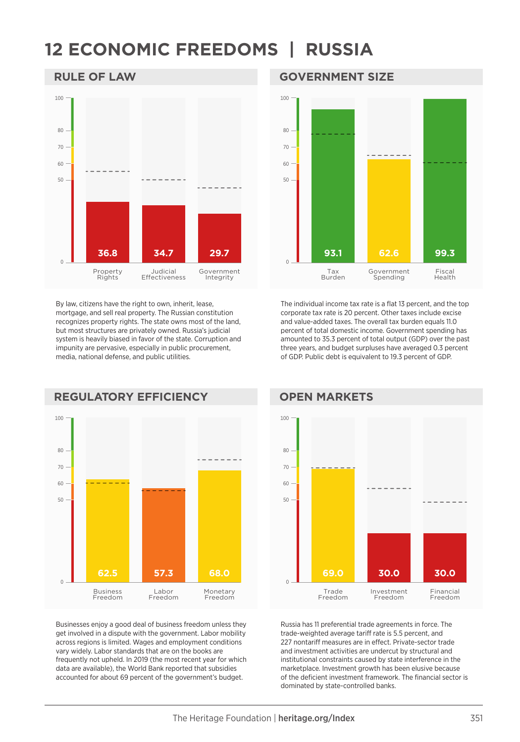# 12 ECONOMIC FREEDOMS | RUSSIA

## RULE OF LAW

100
80
70
60
50
0

36.8
Property Rights

34.7
Judicial Effectiveness

29.7
Government Integrity

By law, citizens have the right to own, inherit, lease, mortgage, and sell real property. The Russian constitution recognizes property rights. The state owns most of the land, but most structures are privately owned. Russia's judicial system is heavily biased in favor of the state. Corruption and impunity are pervasive, especially in public procurement, media, national defense, and public utilities.

## GOVERNMENT SIZE

100
80
70
60
50
0

93.1
Tax Burden

62.6
Government Spending

99.3
Fiscal Health

The individual income tax rate is a flat 13 percent, and the top corporate tax rate is 20 percent. Other taxes include excise and value-added taxes. The overall tax burden equals 11.0 percent of total domestic income. Government spending has amounted to 35.3 percent of total output (GDP) over the past three years, and budget surpluses have averaged 0.3 percent of GDP. Public debt is equivalent to 19.3 percent of GDP.

## REGULATORY EFFICIENCY

100
80
70
60
50
0

62.5
Business Freedom

57.3
Labor Freedom

68.0
Monetary Freedom

Businesses enjoy a good deal of business freedom unless they get involved in a dispute with the government. Labor mobility across regions is limited. Wages and employment conditions vary widely. Labor standards that are on the books are frequently not upheld. In 2019 (the most recent year for which data are available), the World Bank reported that subsidies accounted for about 69 percent of the government's budget.

## OPEN MARKETS

100
80
70
60
50
0

69.0
Trade Freedom

30.0
Investment Freedom

30.0
Financial Freedom

Russia has 11 preferential trade agreements in force. The trade-weighted average tariff rate is 5.5 percent, and 227 nontariff measures are in effect. Private-sector trade and investment activities are undercut by structural and institutional constraints caused by state interference in the marketplace. Investment growth has been elusive because of the deficient investment framework. The financial sector is dominated by state-controlled banks.